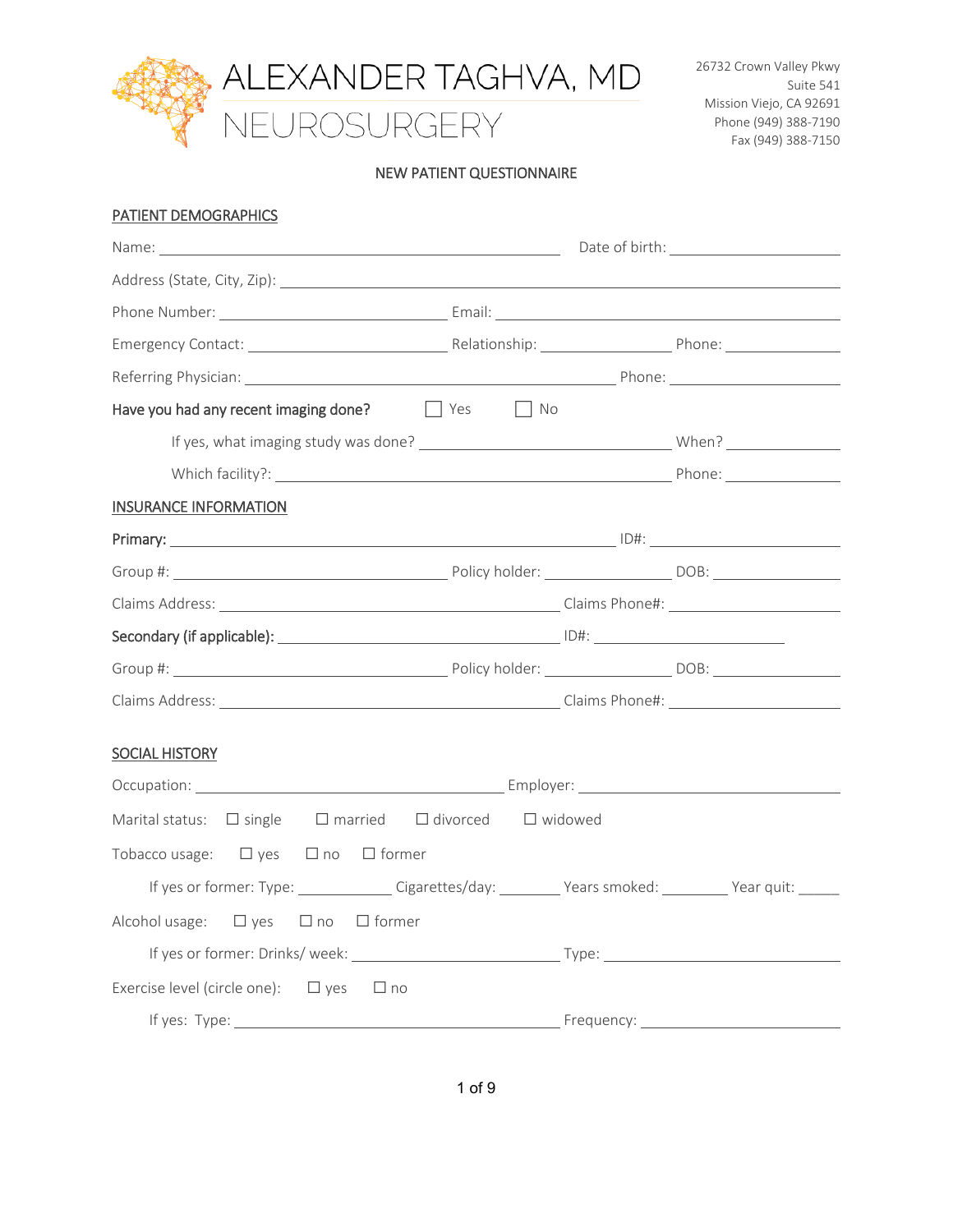# ALEXANDER TAGHVA, MD

## NEUROSURGERY

26732 Crown Valley Pkwy
Suite 541
Mission Viejo, CA 92691
Phone (949) 388-7190
Fax (949) 388-7150

### NEW PATIENT QUESTIONNAIRE

**PATIENT DEMOGRAPHICS**

Name: ____________________ Date of birth: ____________________

Address (State, City, Zip): ____________________

Phone Number: ____________________ Email: ____________________

Emergency Contact: ____________________ Relationship: ____________________ Phone: ____________________

Referring Physician: ____________________ Phone: ____________________

Have you had any recent imaging done? ☐ Yes ☐ No

If yes, what imaging study was done? ____________________ When? ____________________

Which facility?: ____________________ Phone: ____________________

**INSURANCE INFORMATION**

**Primary:** ____________________ ID#: ____________________

Group #: ____________________ Policy holder: ____________________ DOB: ____________________

Claims Address: ____________________ Claims Phone#: ____________________

**Secondary (if applicable):** ____________________ ID#: ____________________

Group #: ____________________ Policy holder: ____________________ DOB: ____________________

Claims Address: ____________________ Claims Phone#: ____________________

**SOCIAL HISTORY**

Occupation: ____________________ Employer: ____________________

Marital status: ☐ single ☐ married ☐ divorced ☐ widowed

Tobacco usage: ☐ yes ☐ no ☐ former

If yes or former: Type: ____________ Cigarettes/day: ________ Years smoked: ________ Year quit: ______

Alcohol usage: ☐ yes ☐ no ☐ former

If yes or former: Drinks/ week: ____________________ Type: ____________________

Exercise level (circle one): ☐ yes ☐ no

If yes: Type: ____________________ Frequency: ____________________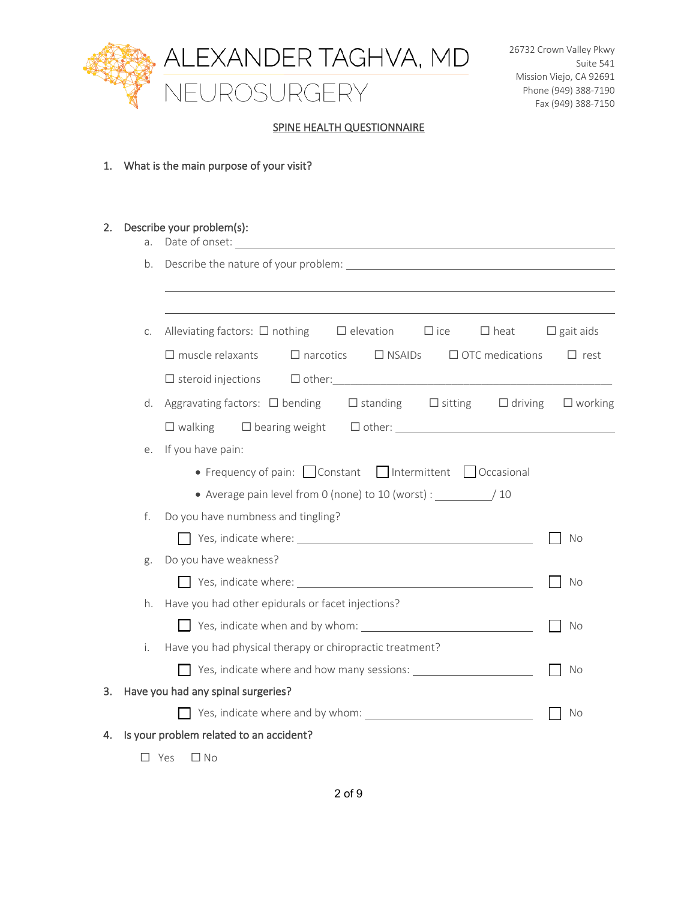ALEXANDER TAGHVA, MD
NEUROSURGERY

26732 Crown Valley Pkwy
Suite 541
Mission Viejo, CA 92691
Phone (949) 388-7190
Fax (949) 388-7150

## SPINE HEALTH QUESTIONNAIRE

1. What is the main purpose of your visit?

2. Describe your problem(s):
   a. Date of onset: ______________________________
   b. Describe the nature of your problem: ______________________________
      ______________________________
      ______________________________
   c. Alleviating factors: ☐ nothing ☐ elevation ☐ ice ☐ heat ☐ gait aids ☐ muscle relaxants ☐ narcotics ☐ NSAIDs ☐ OTC medications ☐ rest ☐ steroid injections ☐ other: ______________________________
   d. Aggravating factors: ☐ bending ☐ standing ☐ sitting ☐ driving ☐ working ☐ walking ☐ bearing weight ☐ other: ______________________________
   e. If you have pain:
      - Frequency of pain: ☐ Constant ☐ Intermittent ☐ Occasional
      - Average pain level from 0 (none) to 10 (worst) : __________/ 10
   f. Do you have numbness and tingling?
      ☐ Yes, indicate where: ______________________________ ☐ No
   g. Do you have weakness?
      ☐ Yes, indicate where: ______________________________ ☐ No
   h. Have you had other epidurals or facet injections?
      ☐ Yes, indicate when and by whom: ______________________________ ☐ No
   i. Have you had physical therapy or chiropractic treatment?
      ☐ Yes, indicate where and how many sessions: ______________________________ ☐ No

3. Have you had any spinal surgeries?
   ☐ Yes, indicate where and by whom: ______________________________ ☐ No

4. Is your problem related to an accident?
   ☐ Yes ☐ No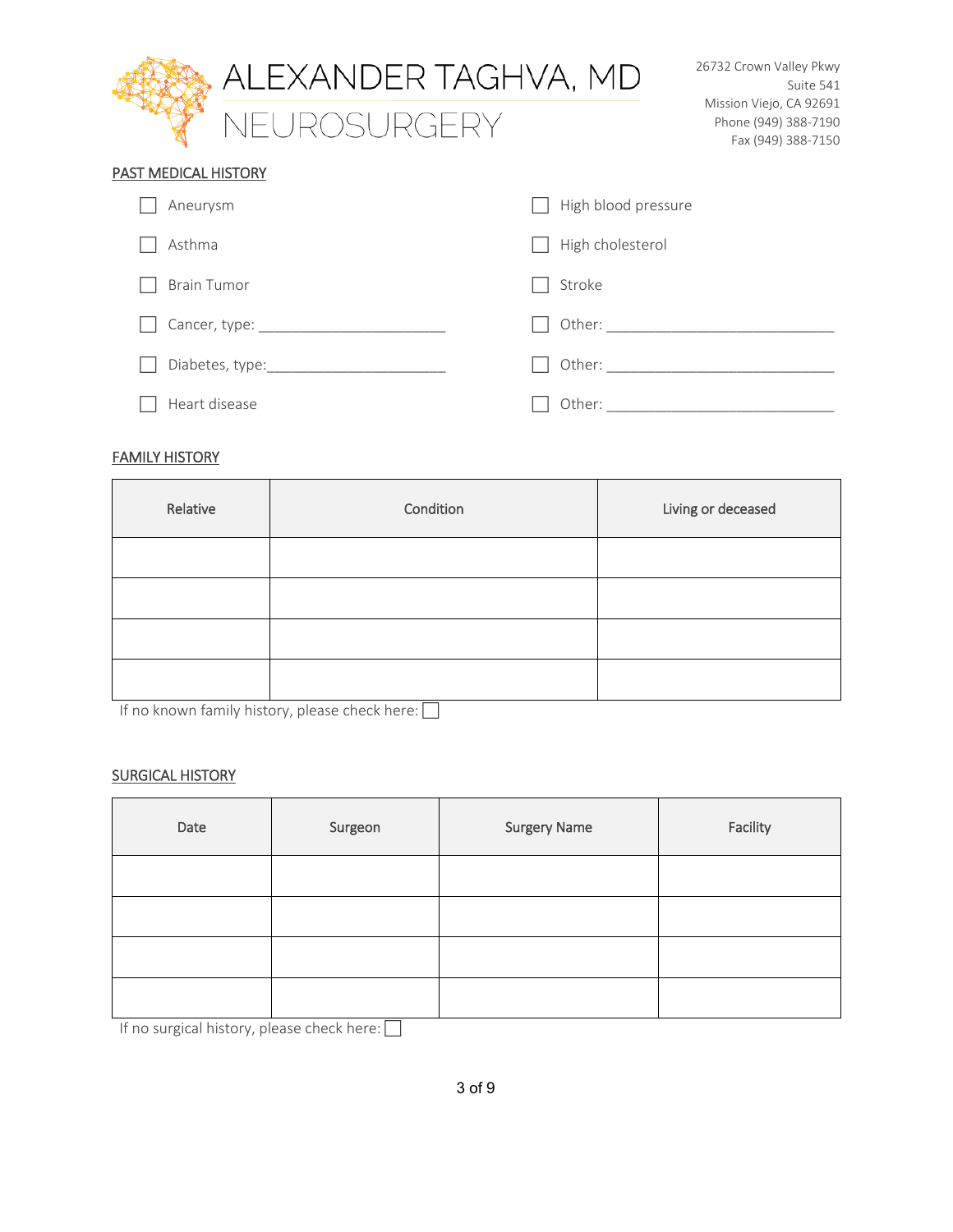# ALEXANDER TAGHVA, MD
## NEUROSURGERY

26732 Crown Valley Pkwy
Suite 541
Mission Viejo, CA 92691
Phone (949) 388-7190
Fax (949) 388-7150

## PAST MEDICAL HISTORY

- ☐ Aneurysm
- ☐ Asthma
- ☐ Brain Tumor
- ☐ Cancer, type: ________________________
- ☐ Diabetes, type: ________________________
- ☐ Heart disease
- ☐ High blood pressure
- ☐ High cholesterol
- ☐ Stroke
- ☐ Other: ______________________________
- ☐ Other: ______________________________
- ☐ Other: ______________________________

## FAMILY HISTORY

| Relative | Condition | Living or deceased |
|---|---|---|
| | | |
| | | |
| | | |
| | | |

If no known family history, please check here: ☐

## SURGICAL HISTORY

| Date | Surgeon | Surgery Name | Facility |
|---|---|---|---|
| | | | |
| | | | |
| | | | |
| | | | |

If no surgical history, please check here: ☐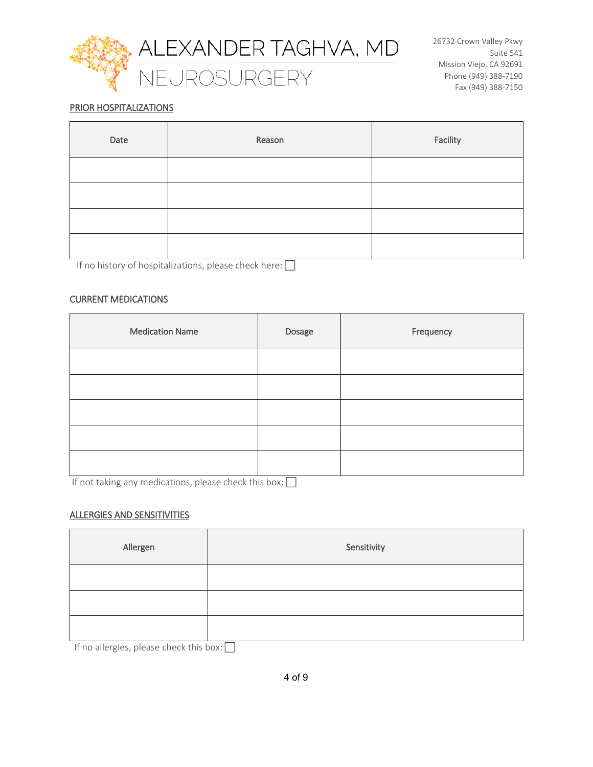# ALEXANDER TAGHVA, MD

## NEUROSURGERY

26732 Crown Valley Pkwy
Suite 541
Mission Viejo, CA 92691
Phone (949) 388-7190
Fax (949) 388-7150

**PRIOR HOSPITALIZATIONS**

| Date | Reason | Facility |
|---|---|---|
| | | |
| | | |
| | | |
| | | |

If no history of hospitalizations, please check here: ☐

**CURRENT MEDICATIONS**

| Medication Name | Dosage | Frequency |
|---|---|---|
| | | |
| | | |
| | | |
| | | |
| | | |

If not taking any medications, please check this box: ☐

**ALLERGIES AND SENSITIVITIES**

| Allergen | Sensitivity |
|---|---|
| | |
| | |
| | |

If no allergies, please check this box: ☐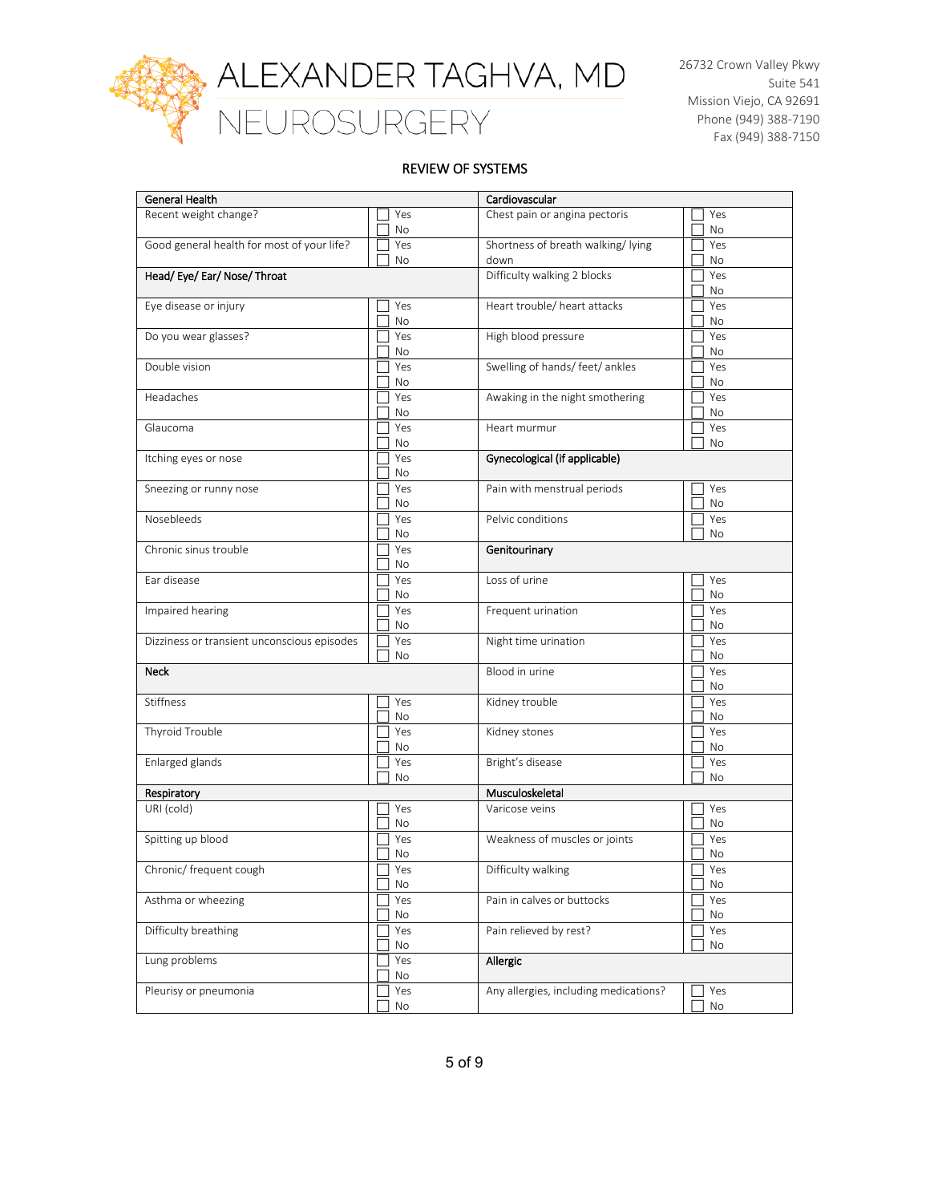# ALEXANDER TAGHVA, MD

## NEUROSURGERY

26732 Crown Valley Pkwy
Suite 541
Mission Viejo, CA 92691
Phone (949) 388-7190
Fax (949) 388-7150

### REVIEW OF SYSTEMS

| General Health | | Cardiovascular | |
|---|---|---|---|
| Recent weight change? | ☐ Yes ☐ No | Chest pain or angina pectoris | ☐ Yes ☐ No |
| Good general health for most of your life? | ☐ Yes ☐ No | Shortness of breath walking/ lying down | ☐ Yes ☐ No |
| **Head/ Eye/ Ear/ Nose/ Throat** | | Difficulty walking 2 blocks | ☐ Yes ☐ No |
| Eye disease or injury | ☐ Yes ☐ No | Heart trouble/ heart attacks | ☐ Yes ☐ No |
| Do you wear glasses? | ☐ Yes ☐ No | High blood pressure | ☐ Yes ☐ No |
| Double vision | ☐ Yes ☐ No | Swelling of hands/ feet/ ankles | ☐ Yes ☐ No |
| Headaches | ☐ Yes ☐ No | Awaking in the night smothering | ☐ Yes ☐ No |
| Glaucoma | ☐ Yes ☐ No | Heart murmur | ☐ Yes ☐ No |
| Itching eyes or nose | ☐ Yes ☐ No | **Gynecological (if applicable)** | |
| Sneezing or runny nose | ☐ Yes ☐ No | Pain with menstrual periods | ☐ Yes ☐ No |
| Nosebleeds | ☐ Yes ☐ No | Pelvic conditions | ☐ Yes ☐ No |
| Chronic sinus trouble | ☐ Yes ☐ No | **Genitourinary** | |
| Ear disease | ☐ Yes ☐ No | Loss of urine | ☐ Yes ☐ No |
| Impaired hearing | ☐ Yes ☐ No | Frequent urination | ☐ Yes ☐ No |
| Dizziness or transient unconscious episodes | ☐ Yes ☐ No | Night time urination | ☐ Yes ☐ No |
| **Neck** | | Blood in urine | ☐ Yes ☐ No |
| Stiffness | ☐ Yes ☐ No | Kidney trouble | ☐ Yes ☐ No |
| Thyroid Trouble | ☐ Yes ☐ No | Kidney stones | ☐ Yes ☐ No |
| Enlarged glands | ☐ Yes ☐ No | Bright's disease | ☐ Yes ☐ No |
| **Respiratory** | | **Musculoskeletal** | |
| URI (cold) | ☐ Yes ☐ No | Varicose veins | ☐ Yes ☐ No |
| Spitting up blood | ☐ Yes ☐ No | Weakness of muscles or joints | ☐ Yes ☐ No |
| Chronic/ frequent cough | ☐ Yes ☐ No | Difficulty walking | ☐ Yes ☐ No |
| Asthma or wheezing | ☐ Yes ☐ No | Pain in calves or buttocks | ☐ Yes ☐ No |
| Difficulty breathing | ☐ Yes ☐ No | Pain relieved by rest? | ☐ Yes ☐ No |
| Lung problems | ☐ Yes ☐ No | **Allergic** | |
| Pleurisy or pneumonia | ☐ Yes ☐ No | Any allergies, including medications? | ☐ Yes ☐ No |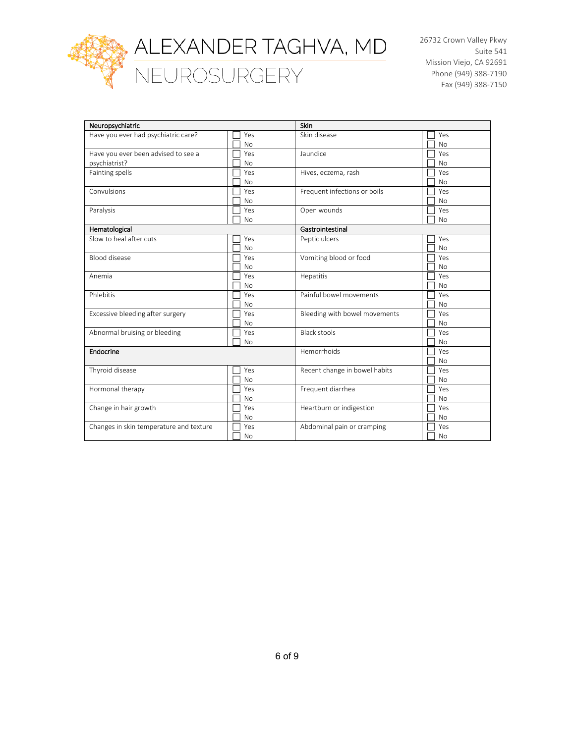# ALEXANDER TAGHVA, MD

## NEUROSURGERY

26732 Crown Valley Pkwy
Suite 541
Mission Viejo, CA 92691
Phone (949) 388-7190
Fax (949) 388-7150

| **Neuropsychiatric** | | **Skin** | |
|---|---|---|---|
| Have you ever had psychiatric care? | ☐ Yes ☐ No | Skin disease | ☐ Yes ☐ No |
| Have you ever been advised to see a psychiatrist? | ☐ Yes ☐ No | Jaundice | ☐ Yes ☐ No |
| Fainting spells | ☐ Yes ☐ No | Hives, eczema, rash | ☐ Yes ☐ No |
| Convulsions | ☐ Yes ☐ No | Frequent infections or boils | ☐ Yes ☐ No |
| Paralysis | ☐ Yes ☐ No | Open wounds | ☐ Yes ☐ No |
| **Hematological** | | **Gastrointestinal** | |
| Slow to heal after cuts | ☐ Yes ☐ No | Peptic ulcers | ☐ Yes ☐ No |
| Blood disease | ☐ Yes ☐ No | Vomiting blood or food | ☐ Yes ☐ No |
| Anemia | ☐ Yes ☐ No | Hepatitis | ☐ Yes ☐ No |
| Phlebitis | ☐ Yes ☐ No | Painful bowel movements | ☐ Yes ☐ No |
| Excessive bleeding after surgery | ☐ Yes ☐ No | Bleeding with bowel movements | ☐ Yes ☐ No |
| Abnormal bruising or bleeding | ☐ Yes ☐ No | Black stools | ☐ Yes ☐ No |
| **Endocrine** | | Hemorrhoids | ☐ Yes ☐ No |
| Thyroid disease | ☐ Yes ☐ No | Recent change in bowel habits | ☐ Yes ☐ No |
| Hormonal therapy | ☐ Yes ☐ No | Frequent diarrhea | ☐ Yes ☐ No |
| Change in hair growth | ☐ Yes ☐ No | Heartburn or indigestion | ☐ Yes ☐ No |
| Changes in skin temperature and texture | ☐ Yes ☐ No | Abdominal pain or cramping | ☐ Yes ☐ No |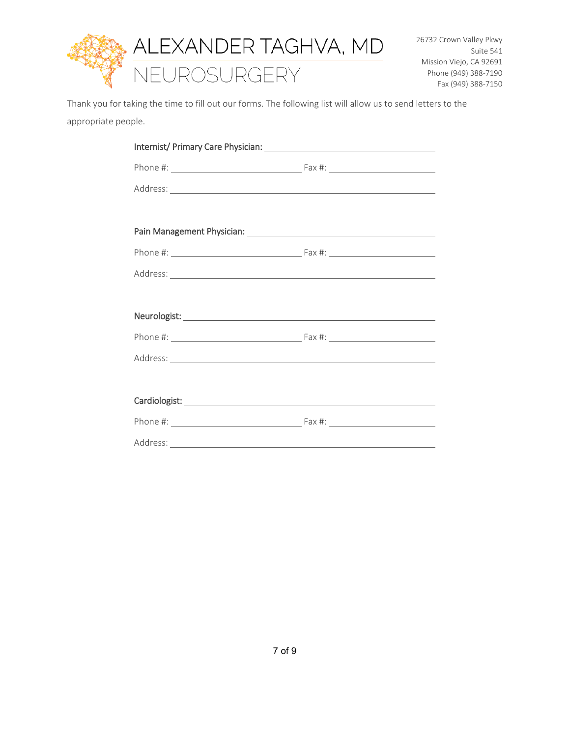# ALEXANDER TAGHVA, MD

## NEUROSURGERY

26732 Crown Valley Pkwy
Suite 541
Mission Viejo, CA 92691
Phone (949) 388-7190
Fax (949) 388-7150

Thank you for taking the time to fill out our forms. The following list will allow us to send letters to the appropriate people.

**Internist/ Primary Care Physician:** ______________________________

Phone #: ______________________ Fax #: ____________________

Address: ______________________________________________

**Pain Management Physician:** ______________________________

Phone #: ______________________ Fax #: ____________________

Address: ______________________________________________

**Neurologist:** ______________________________________

Phone #: ______________________ Fax #: ____________________

Address: ______________________________________________

**Cardiologist:** ______________________________________

Phone #: ______________________ Fax #: ____________________

Address: ______________________________________________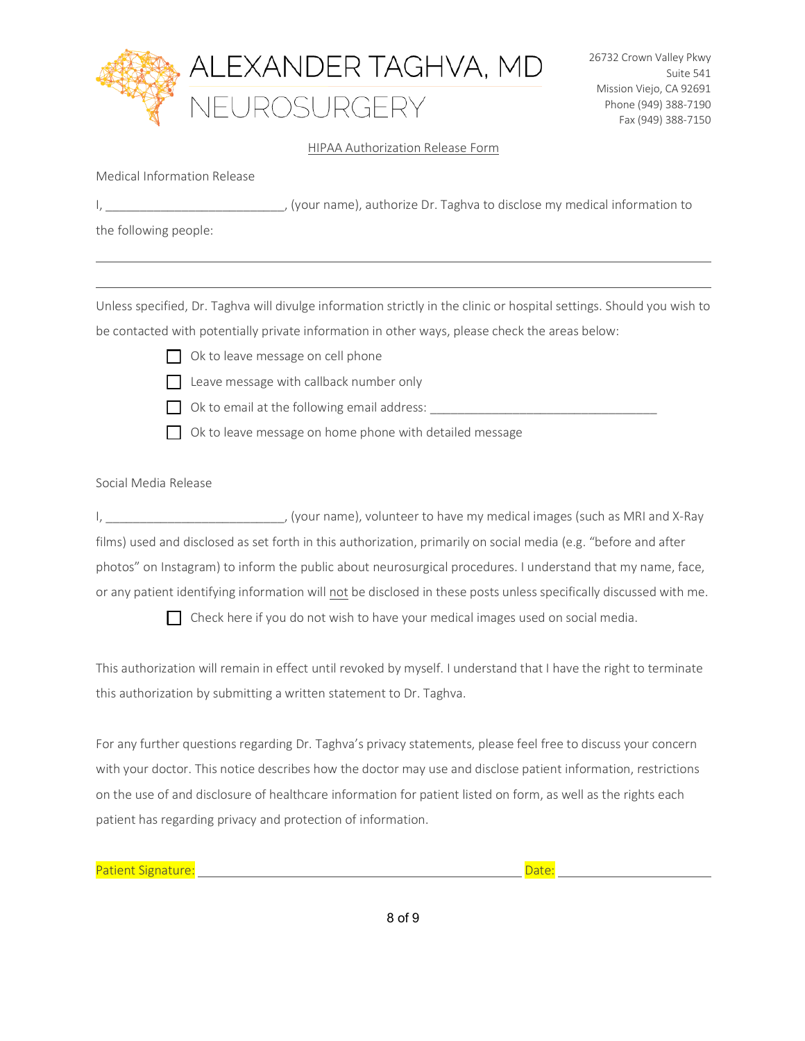# ALEXANDER TAGHVA, MD

## NEUROSURGERY

26732 Crown Valley Pkwy
Suite 541
Mission Viejo, CA 92691
Phone (949) 388-7190
Fax (949) 388-7150

### HIPAA Authorization Release Form

Medical Information Release

I, ___________________________, (your name), authorize Dr. Taghva to disclose my medical information to the following people:

___________________________________________________________________________

___________________________________________________________________________

Unless specified, Dr. Taghva will divulge information strictly in the clinic or hospital settings. Should you wish to be contacted with potentially private information in other ways, please check the areas below:

- ☐ Ok to leave message on cell phone
- ☐ Leave message with callback number only
- ☐ Ok to email at the following email address: ___________________________________
- ☐ Ok to leave message on home phone with detailed message

Social Media Release

I, ___________________________, (your name), volunteer to have my medical images (such as MRI and X-Ray films) used and disclosed as set forth in this authorization, primarily on social media (e.g. "before and after photos" on Instagram) to inform the public about neurosurgical procedures. I understand that my name, face, or any patient identifying information will not be disclosed in these posts unless specifically discussed with me.

- ☐ Check here if you do not wish to have your medical images used on social media.

This authorization will remain in effect until revoked by myself. I understand that I have the right to terminate this authorization by submitting a written statement to Dr. Taghva.

For any further questions regarding Dr. Taghva's privacy statements, please feel free to discuss your concern with your doctor. This notice describes how the doctor may use and disclose patient information, restrictions on the use of and disclosure of healthcare information for patient listed on form, as well as the rights each patient has regarding privacy and protection of information.

Patient Signature: ________________________________________________ Date: ______________________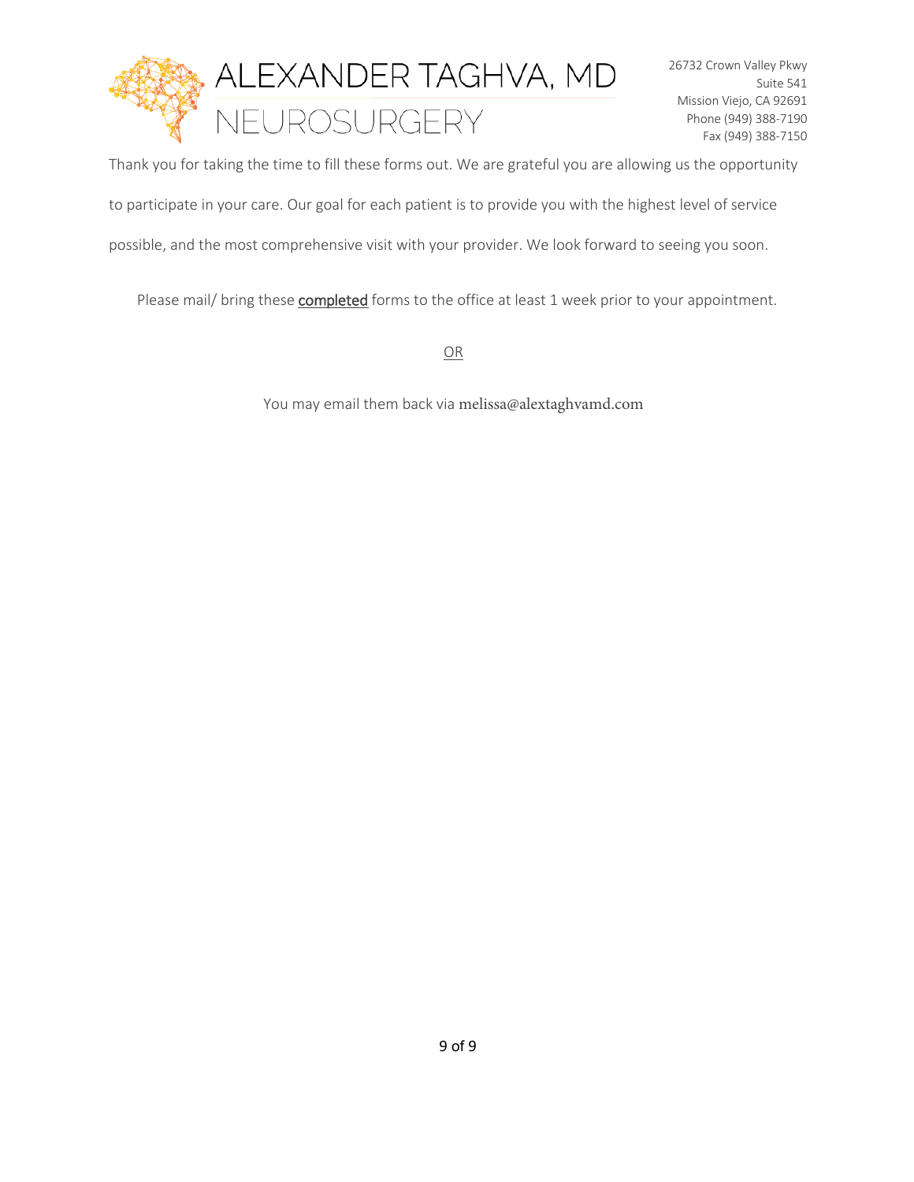# ALEXANDER TAGHVA, MD
## NEUROSURGERY

26732 Crown Valley Pkwy
Suite 541
Mission Viejo, CA 92691
Phone (949) 388-7190
Fax (949) 388-7150

Thank you for taking the time to fill these forms out. We are grateful you are allowing us the opportunity to participate in your care. Our goal for each patient is to provide you with the highest level of service possible, and the most comprehensive visit with your provider. We look forward to seeing you soon.

Please mail/ bring these **completed** forms to the office at least 1 week prior to your appointment.

OR

You may email them back via melissa@alextaghvamd.com